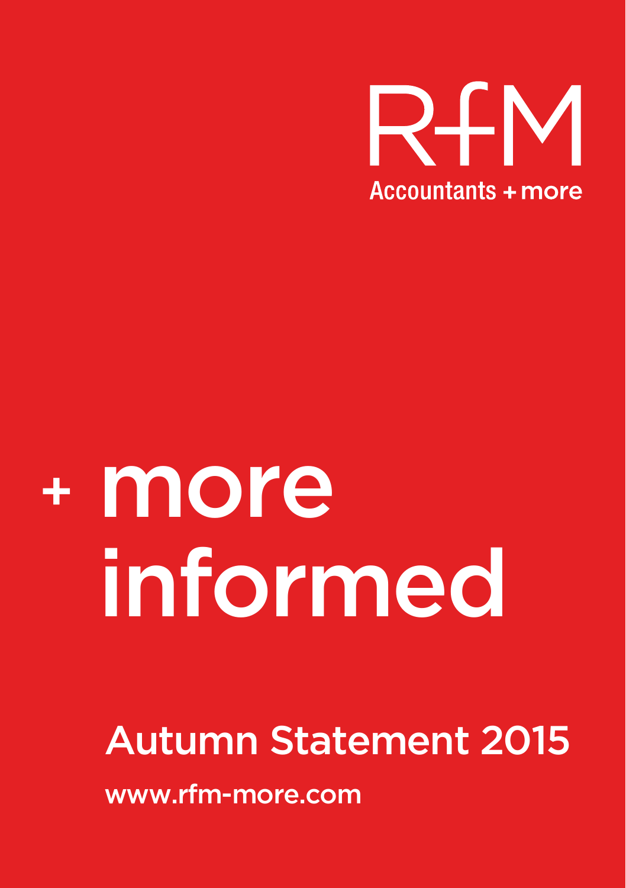RfM

Accountants + more

# + more informed

## Autumn Statement 2015

www.rfm-more.com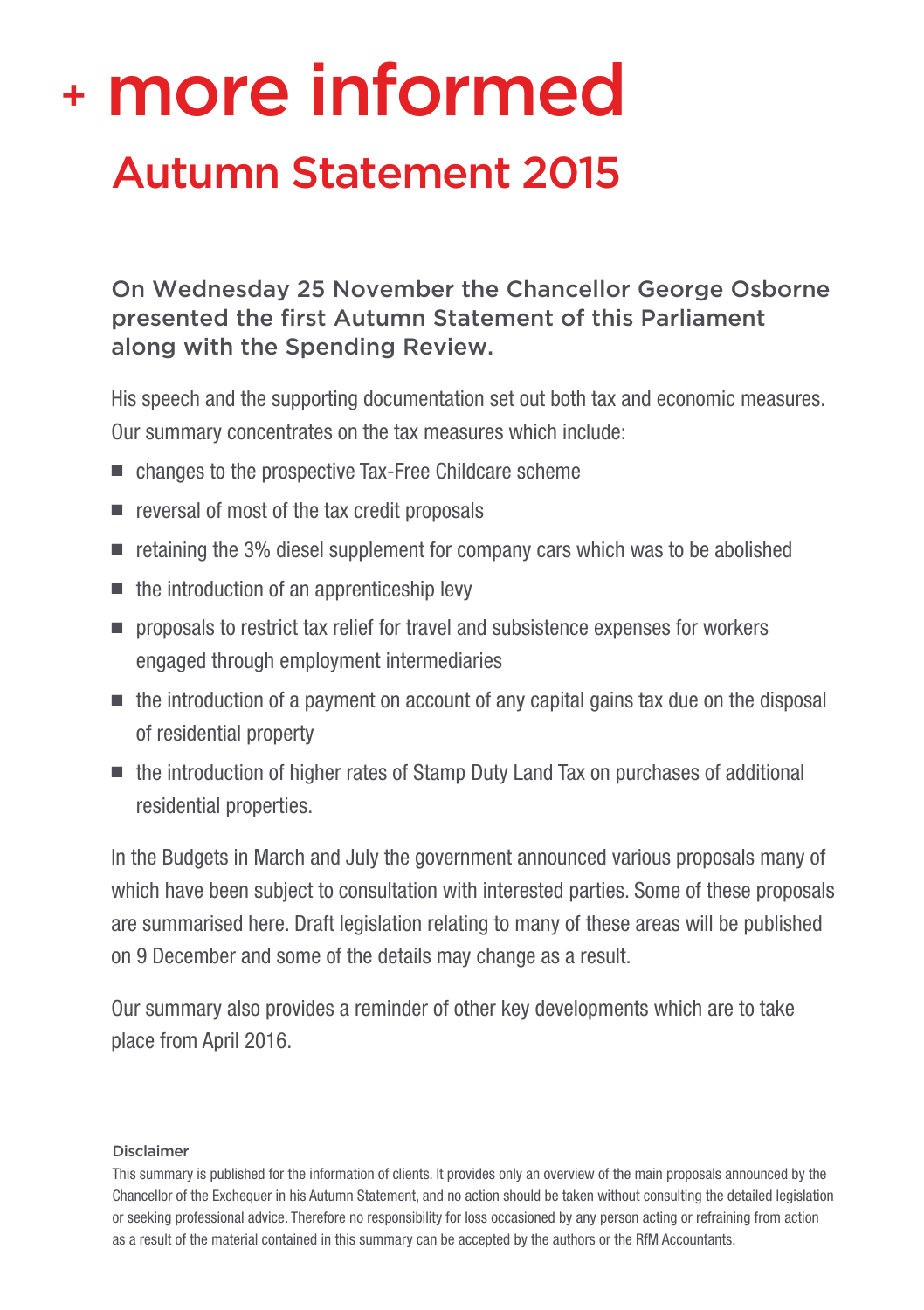# + more informed

## Autumn Statement 2015

**On Wednesday 25 November the Chancellor George Osborne presented the first Autumn Statement of this Parliament along with the Spending Review.**

His speech and the supporting documentation set out both tax and economic measures. Our summary concentrates on the tax measures which include:

- changes to the prospective Tax-Free Childcare scheme
- reversal of most of the tax credit proposals
- retaining the 3% diesel supplement for company cars which was to be abolished
- the introduction of an apprenticeship levy
- proposals to restrict tax relief for travel and subsistence expenses for workers engaged through employment intermediaries
- the introduction of a payment on account of any capital gains tax due on the disposal of residential property
- the introduction of higher rates of Stamp Duty Land Tax on purchases of additional residential properties.

In the Budgets in March and July the government announced various proposals many of which have been subject to consultation with interested parties. Some of these proposals are summarised here. Draft legislation relating to many of these areas will be published on 9 December and some of the details may change as a result.

Our summary also provides a reminder of other key developments which are to take place from April 2016.

#### Disclaimer

This summary is published for the information of clients. It provides only an overview of the main proposals announced by the Chancellor of the Exchequer in his Autumn Statement, and no action should be taken without consulting the detailed legislation or seeking professional advice. Therefore no responsibility for loss occasioned by any person acting or refraining from action as a result of the material contained in this summary can be accepted by the authors or the RfM Accountants.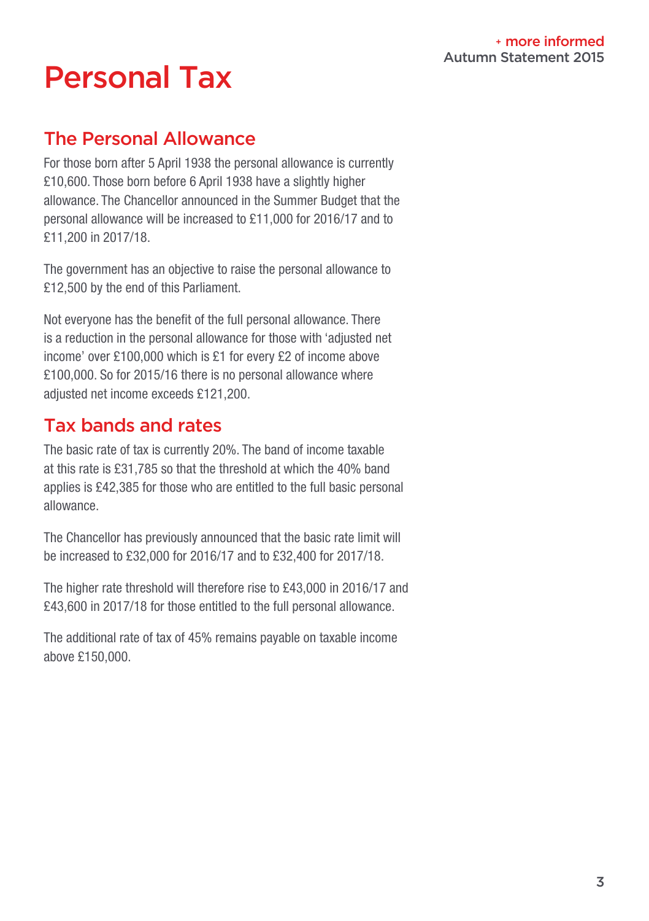# Personal Tax

## The Personal Allowance

For those born after 5 April 1938 the personal allowance is currently £10,600. Those born before 6 April 1938 have a slightly higher allowance. The Chancellor announced in the Summer Budget that the personal allowance will be increased to £11,000 for 2016/17 and to £11,200 in 2017/18.

The government has an objective to raise the personal allowance to £12,500 by the end of this Parliament.

Not everyone has the benefit of the full personal allowance. There is a reduction in the personal allowance for those with 'adjusted net income' over £100,000 which is £1 for every £2 of income above £100,000. So for 2015/16 there is no personal allowance where adjusted net income exceeds £121,200.

## Tax bands and rates

The basic rate of tax is currently 20%. The band of income taxable at this rate is £31,785 so that the threshold at which the 40% band applies is £42,385 for those who are entitled to the full basic personal allowance.

The Chancellor has previously announced that the basic rate limit will be increased to £32,000 for 2016/17 and to £32,400 for 2017/18.

The higher rate threshold will therefore rise to £43,000 in 2016/17 and £43,600 in 2017/18 for those entitled to the full personal allowance.

The additional rate of tax of 45% remains payable on taxable income above £150,000.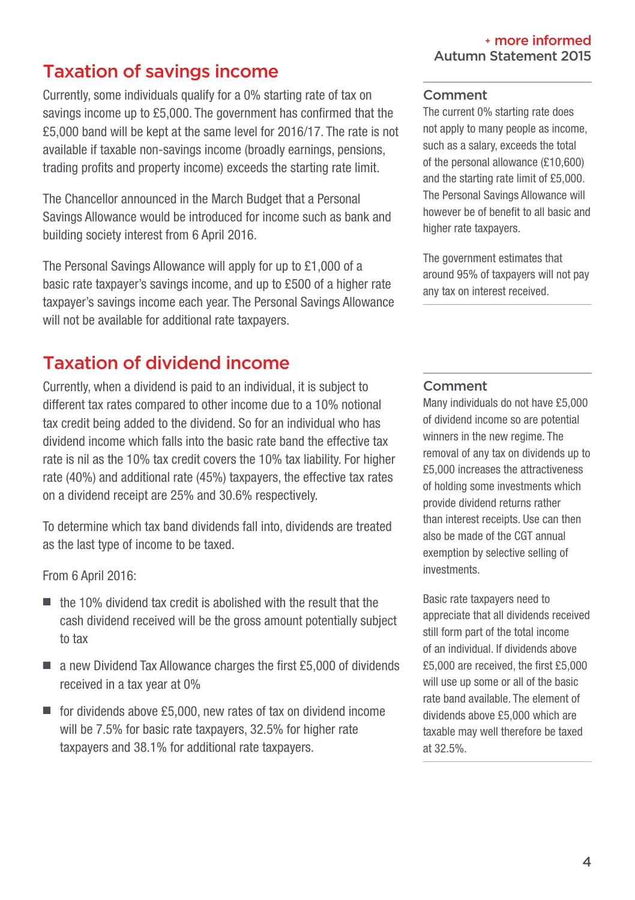## Taxation of savings income

Currently, some individuals qualify for a 0% starting rate of tax on savings income up to £5,000. The government has confirmed that the £5,000 band will be kept at the same level for 2016/17. The rate is not available if taxable non-savings income (broadly earnings, pensions, trading profits and property income) exceeds the starting rate limit.

The Chancellor announced in the March Budget that a Personal Savings Allowance would be introduced for income such as bank and building society interest from 6 April 2016.

The Personal Savings Allowance will apply for up to £1,000 of a basic rate taxpayer's savings income, and up to £500 of a higher rate taxpayer's savings income each year. The Personal Savings Allowance will not be available for additional rate taxpayers.

### Comment

The current 0% starting rate does not apply to many people as income, such as a salary, exceeds the total of the personal allowance (£10,600) and the starting rate limit of £5,000. The Personal Savings Allowance will however be of benefit to all basic and higher rate taxpayers.

The government estimates that around 95% of taxpayers will not pay any tax on interest received.

## Taxation of dividend income

Currently, when a dividend is paid to an individual, it is subject to different tax rates compared to other income due to a 10% notional tax credit being added to the dividend. So for an individual who has dividend income which falls into the basic rate band the effective tax rate is nil as the 10% tax credit covers the 10% tax liability. For higher rate (40%) and additional rate (45%) taxpayers, the effective tax rates on a dividend receipt are 25% and 30.6% respectively.

To determine which tax band dividends fall into, dividends are treated as the last type of income to be taxed.

From 6 April 2016:

- the 10% dividend tax credit is abolished with the result that the cash dividend received will be the gross amount potentially subject to tax
- a new Dividend Tax Allowance charges the first £5,000 of dividends received in a tax year at 0%
- for dividends above £5,000, new rates of tax on dividend income will be 7.5% for basic rate taxpayers, 32.5% for higher rate taxpayers and 38.1% for additional rate taxpayers.

### Comment

Many individuals do not have £5,000 of dividend income so are potential winners in the new regime. The removal of any tax on dividends up to £5,000 increases the attractiveness of holding some investments which provide dividend returns rather than interest receipts. Use can then also be made of the CGT annual exemption by selective selling of investments.

Basic rate taxpayers need to appreciate that all dividends received still form part of the total income of an individual. If dividends above £5,000 are received, the first £5,000 will use up some or all of the basic rate band available. The element of dividends above £5,000 which are taxable may well therefore be taxed at 32.5%.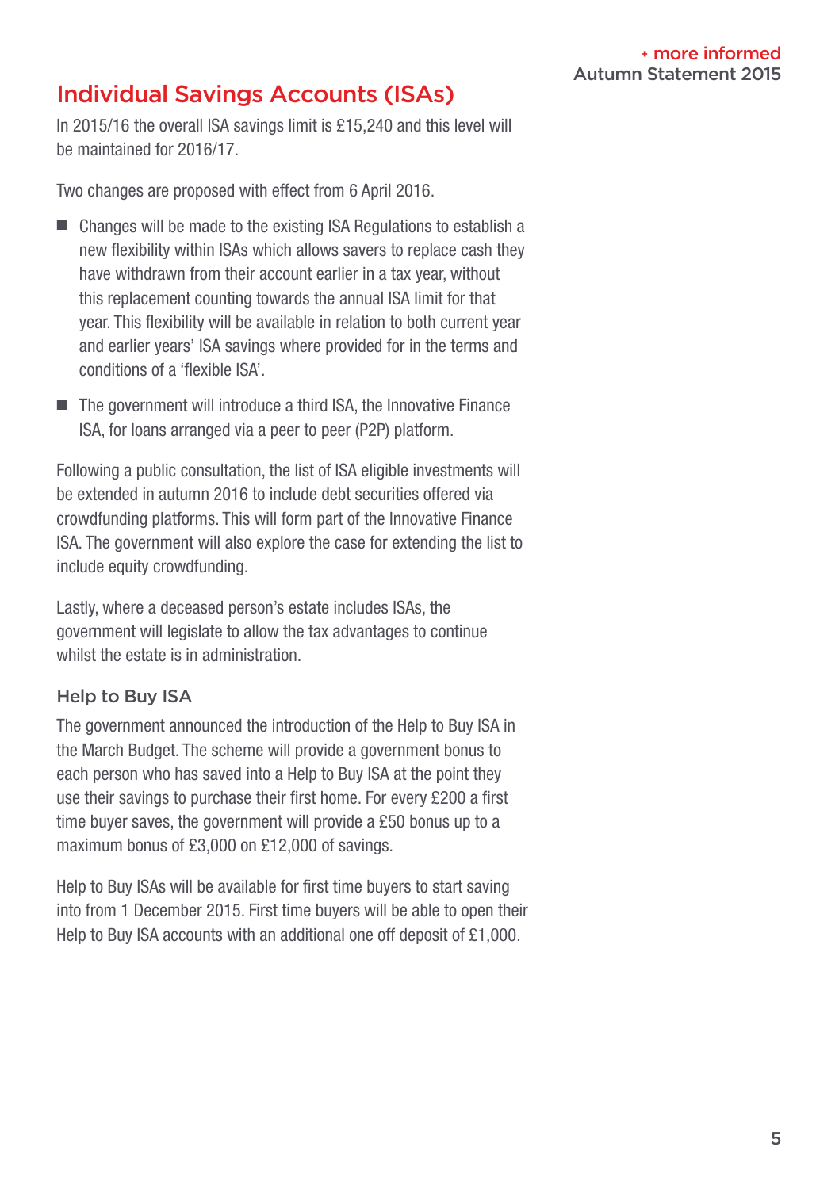## Individual Savings Accounts (ISAs)

In 2015/16 the overall ISA savings limit is £15,240 and this level will be maintained for 2016/17.

Two changes are proposed with effect from 6 April 2016.

- Changes will be made to the existing ISA Regulations to establish a new flexibility within ISAs which allows savers to replace cash they have withdrawn from their account earlier in a tax year, without this replacement counting towards the annual ISA limit for that year. This flexibility will be available in relation to both current year and earlier years' ISA savings where provided for in the terms and conditions of a 'flexible ISA'.
- The government will introduce a third ISA, the Innovative Finance ISA, for loans arranged via a peer to peer (P2P) platform.

Following a public consultation, the list of ISA eligible investments will be extended in autumn 2016 to include debt securities offered via crowdfunding platforms. This will form part of the Innovative Finance ISA. The government will also explore the case for extending the list to include equity crowdfunding.

Lastly, where a deceased person's estate includes ISAs, the government will legislate to allow the tax advantages to continue whilst the estate is in administration.

### Help to Buy ISA

The government announced the introduction of the Help to Buy ISA in the March Budget. The scheme will provide a government bonus to each person who has saved into a Help to Buy ISA at the point they use their savings to purchase their first home. For every £200 a first time buyer saves, the government will provide a £50 bonus up to a maximum bonus of £3,000 on £12,000 of savings.

Help to Buy ISAs will be available for first time buyers to start saving into from 1 December 2015. First time buyers will be able to open their Help to Buy ISA accounts with an additional one off deposit of £1,000.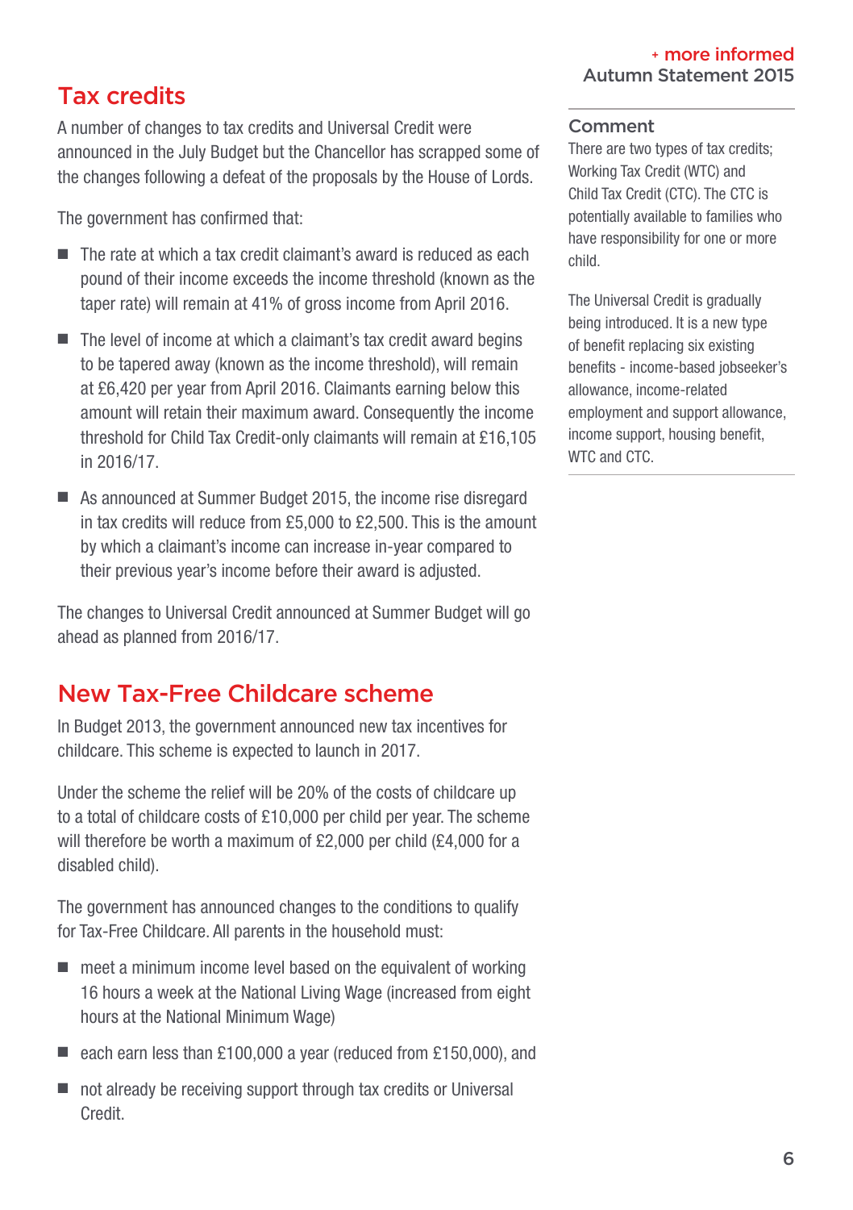## Tax credits

A number of changes to tax credits and Universal Credit were announced in the July Budget but the Chancellor has scrapped some of the changes following a defeat of the proposals by the House of Lords.

The government has confirmed that:

- The rate at which a tax credit claimant's award is reduced as each pound of their income exceeds the income threshold (known as the taper rate) will remain at 41% of gross income from April 2016.
- The level of income at which a claimant's tax credit award begins to be tapered away (known as the income threshold), will remain at £6,420 per year from April 2016. Claimants earning below this amount will retain their maximum award. Consequently the income threshold for Child Tax Credit-only claimants will remain at £16,105 in 2016/17.
- As announced at Summer Budget 2015, the income rise disregard in tax credits will reduce from £5,000 to £2,500. This is the amount by which a claimant's income can increase in-year compared to their previous year's income before their award is adjusted.

The changes to Universal Credit announced at Summer Budget will go ahead as planned from 2016/17.

### Comment

There are two types of tax credits; Working Tax Credit (WTC) and Child Tax Credit (CTC). The CTC is potentially available to families who have responsibility for one or more child.

The Universal Credit is gradually being introduced. It is a new type of benefit replacing six existing benefits - income-based jobseeker's allowance, income-related employment and support allowance, income support, housing benefit, WTC and CTC.

## New Tax-Free Childcare scheme

In Budget 2013, the government announced new tax incentives for childcare. This scheme is expected to launch in 2017.

Under the scheme the relief will be 20% of the costs of childcare up to a total of childcare costs of £10,000 per child per year. The scheme will therefore be worth a maximum of £2,000 per child (£4,000 for a disabled child).

The government has announced changes to the conditions to qualify for Tax-Free Childcare. All parents in the household must:

- meet a minimum income level based on the equivalent of working 16 hours a week at the National Living Wage (increased from eight hours at the National Minimum Wage)
- each earn less than £100,000 a year (reduced from £150,000), and
- not already be receiving support through tax credits or Universal Credit.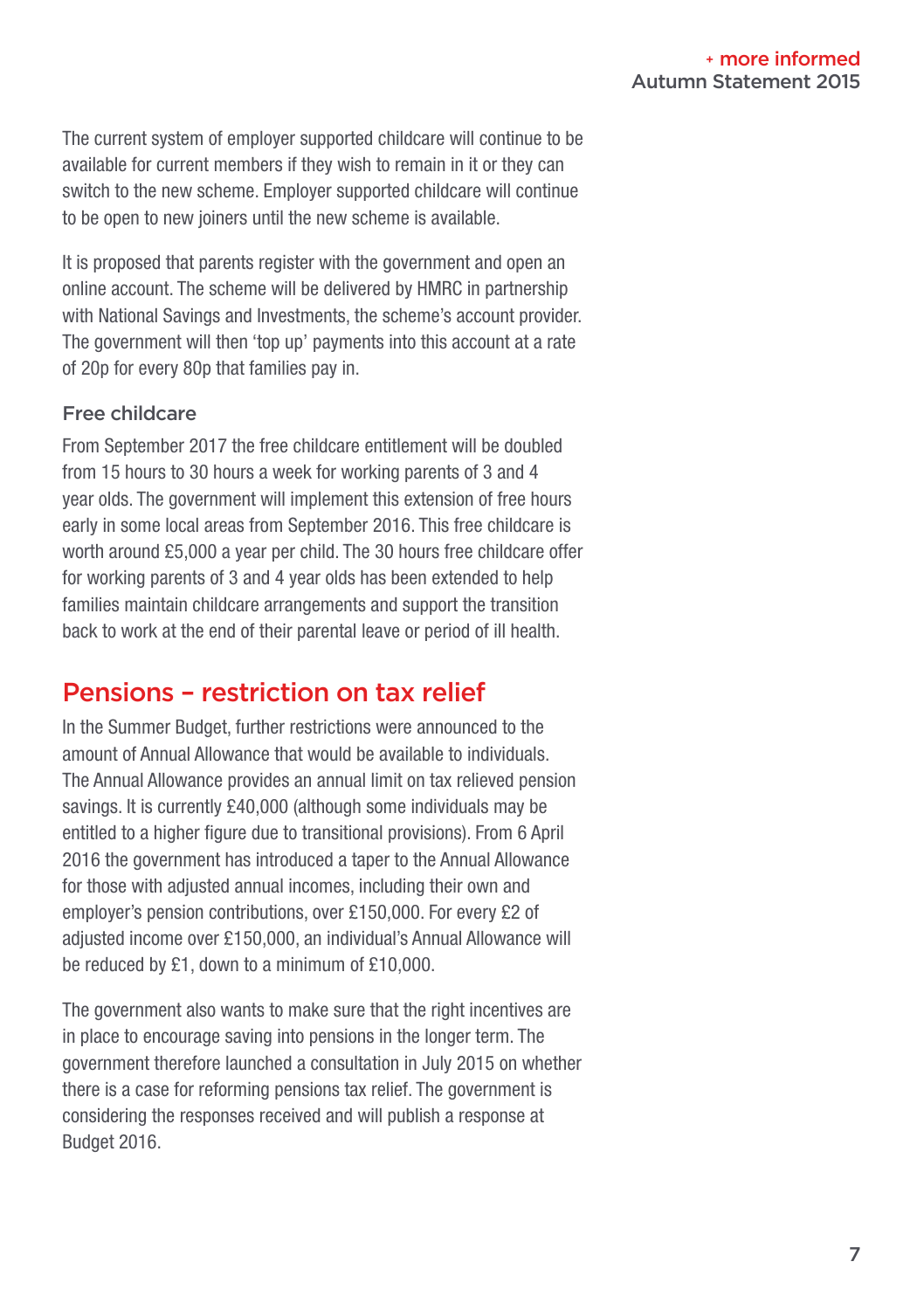The current system of employer supported childcare will continue to be available for current members if they wish to remain in it or they can switch to the new scheme. Employer supported childcare will continue to be open to new joiners until the new scheme is available.

It is proposed that parents register with the government and open an online account. The scheme will be delivered by HMRC in partnership with National Savings and Investments, the scheme's account provider. The government will then 'top up' payments into this account at a rate of 20p for every 80p that families pay in.

### Free childcare

From September 2017 the free childcare entitlement will be doubled from 15 hours to 30 hours a week for working parents of 3 and 4 year olds. The government will implement this extension of free hours early in some local areas from September 2016. This free childcare is worth around £5,000 a year per child. The 30 hours free childcare offer for working parents of 3 and 4 year olds has been extended to help families maintain childcare arrangements and support the transition back to work at the end of their parental leave or period of ill health.

## Pensions – restriction on tax relief

In the Summer Budget, further restrictions were announced to the amount of Annual Allowance that would be available to individuals. The Annual Allowance provides an annual limit on tax relieved pension savings. It is currently £40,000 (although some individuals may be entitled to a higher figure due to transitional provisions). From 6 April 2016 the government has introduced a taper to the Annual Allowance for those with adjusted annual incomes, including their own and employer's pension contributions, over £150,000. For every £2 of adjusted income over £150,000, an individual's Annual Allowance will be reduced by £1, down to a minimum of £10,000.

The government also wants to make sure that the right incentives are in place to encourage saving into pensions in the longer term. The government therefore launched a consultation in July 2015 on whether there is a case for reforming pensions tax relief. The government is considering the responses received and will publish a response at Budget 2016.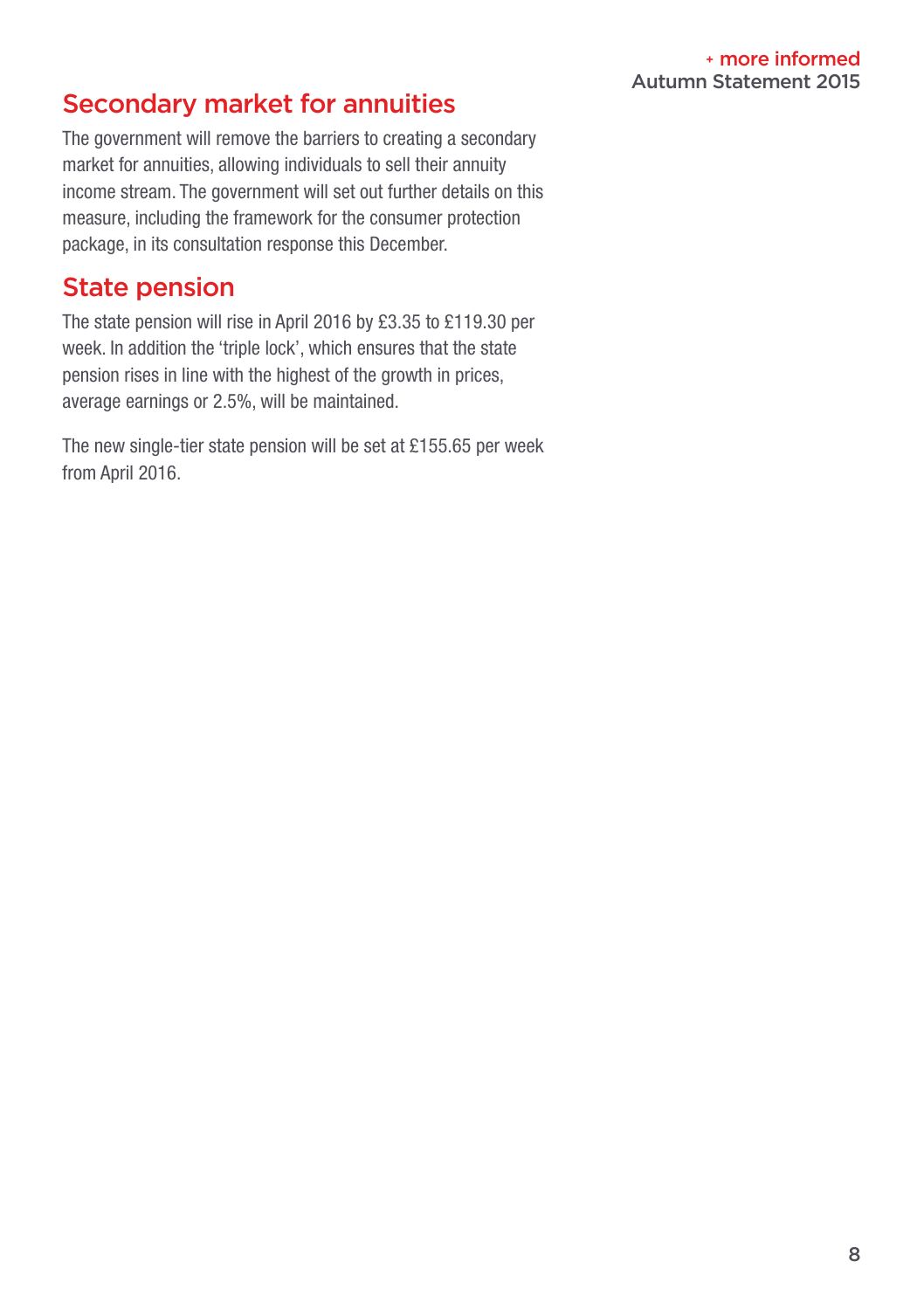## Secondary market for annuities

The government will remove the barriers to creating a secondary market for annuities, allowing individuals to sell their annuity income stream. The government will set out further details on this measure, including the framework for the consumer protection package, in its consultation response this December.

## State pension

The state pension will rise in April 2016 by £3.35 to £119.30 per week. In addition the 'triple lock', which ensures that the state pension rises in line with the highest of the growth in prices, average earnings or 2.5%, will be maintained.

The new single-tier state pension will be set at £155.65 per week from April 2016.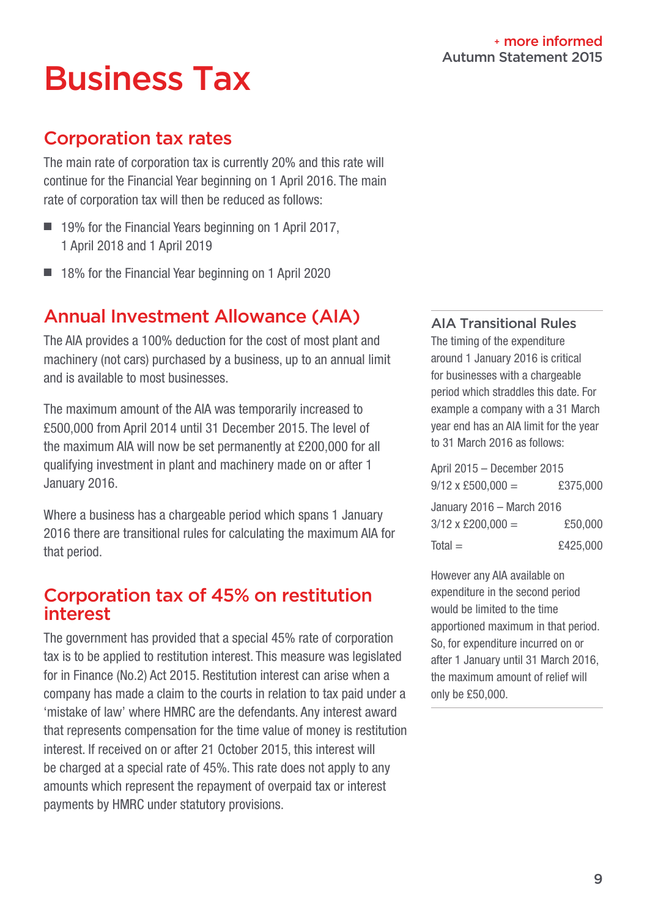# Business Tax

## Corporation tax rates

The main rate of corporation tax is currently 20% and this rate will continue for the Financial Year beginning on 1 April 2016. The main rate of corporation tax will then be reduced as follows:

- 19% for the Financial Years beginning on 1 April 2017, 1 April 2018 and 1 April 2019
- 18% for the Financial Year beginning on 1 April 2020

## Annual Investment Allowance (AIA)

The AIA provides a 100% deduction for the cost of most plant and machinery (not cars) purchased by a business, up to an annual limit and is available to most businesses.

The maximum amount of the AIA was temporarily increased to £500,000 from April 2014 until 31 December 2015. The level of the maximum AIA will now be set permanently at £200,000 for all qualifying investment in plant and machinery made on or after 1 January 2016.

Where a business has a chargeable period which spans 1 January 2016 there are transitional rules for calculating the maximum AIA for that period.

### AIA Transitional Rules

The timing of the expenditure around 1 January 2016 is critical for businesses with a chargeable period which straddles this date. For example a company with a 31 March year end has an AIA limit for the year to 31 March 2016 as follows:

| | |
|---|---|
| April 2015 – December 2015 | |
| 9/12 x £500,000 = | £375,000 |
| January 2016 – March 2016 | |
| 3/12 x £200,000 = | £50,000 |
| Total = | £425,000 |

However any AIA available on expenditure in the second period would be limited to the time apportioned maximum in that period. So, for expenditure incurred on or after 1 January until 31 March 2016, the maximum amount of relief will only be £50,000.

## Corporation tax of 45% on restitution interest

The government has provided that a special 45% rate of corporation tax is to be applied to restitution interest. This measure was legislated for in Finance (No.2) Act 2015. Restitution interest can arise when a company has made a claim to the courts in relation to tax paid under a 'mistake of law' where HMRC are the defendants. Any interest award that represents compensation for the time value of money is restitution interest. If received on or after 21 October 2015, this interest will be charged at a special rate of 45%. This rate does not apply to any amounts which represent the repayment of overpaid tax or interest payments by HMRC under statutory provisions.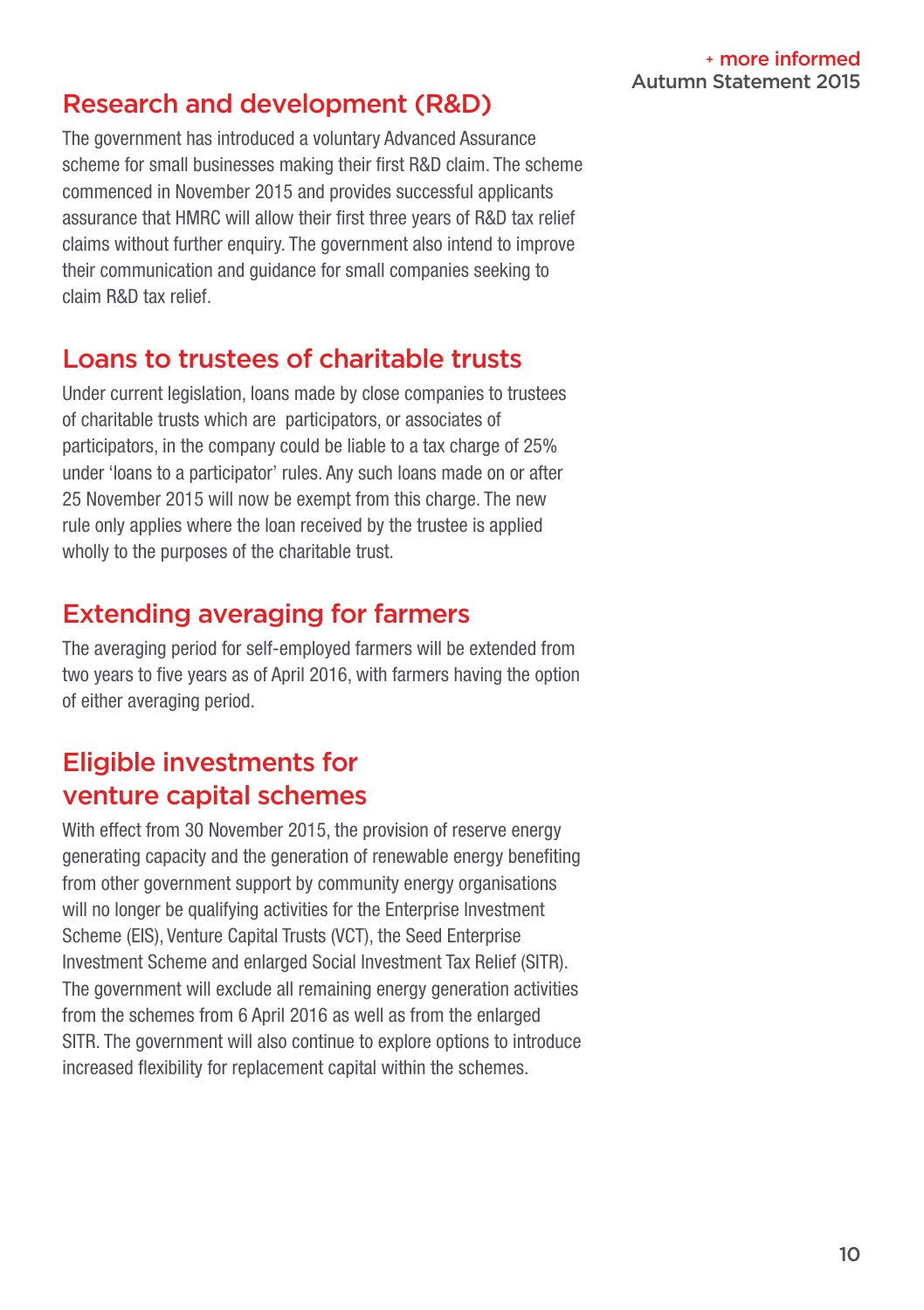## Research and development (R&D)

The government has introduced a voluntary Advanced Assurance scheme for small businesses making their first R&D claim. The scheme commenced in November 2015 and provides successful applicants assurance that HMRC will allow their first three years of R&D tax relief claims without further enquiry. The government also intend to improve their communication and guidance for small companies seeking to claim R&D tax relief.

## Loans to trustees of charitable trusts

Under current legislation, loans made by close companies to trustees of charitable trusts which are participators, or associates of participators, in the company could be liable to a tax charge of 25% under 'loans to a participator' rules. Any such loans made on or after 25 November 2015 will now be exempt from this charge. The new rule only applies where the loan received by the trustee is applied wholly to the purposes of the charitable trust.

## Extending averaging for farmers

The averaging period for self-employed farmers will be extended from two years to five years as of April 2016, with farmers having the option of either averaging period.

## Eligible investments for venture capital schemes

With effect from 30 November 2015, the provision of reserve energy generating capacity and the generation of renewable energy benefiting from other government support by community energy organisations will no longer be qualifying activities for the Enterprise Investment Scheme (EIS), Venture Capital Trusts (VCT), the Seed Enterprise Investment Scheme and enlarged Social Investment Tax Relief (SITR). The government will exclude all remaining energy generation activities from the schemes from 6 April 2016 as well as from the enlarged SITR. The government will also continue to explore options to introduce increased flexibility for replacement capital within the schemes.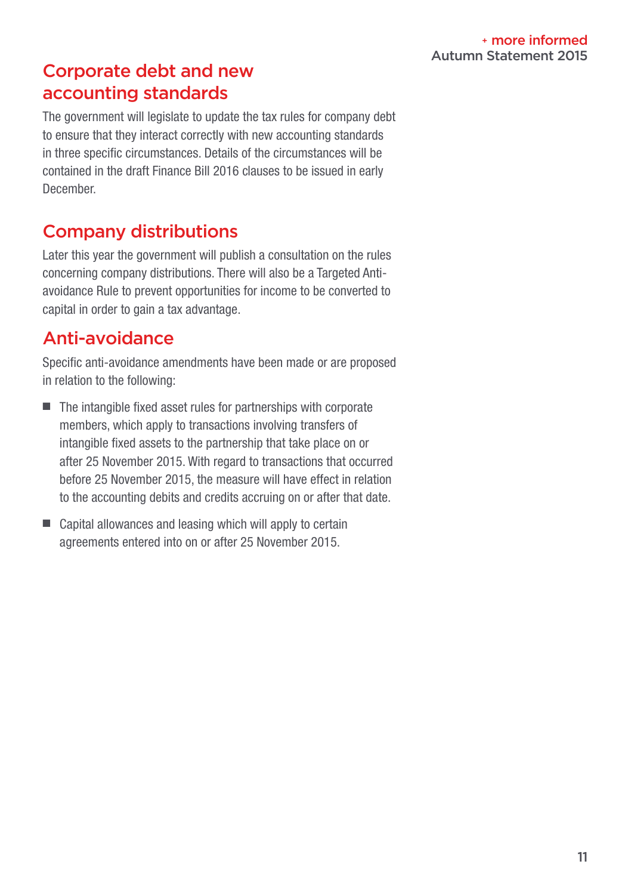## Corporate debt and new accounting standards

The government will legislate to update the tax rules for company debt to ensure that they interact correctly with new accounting standards in three specific circumstances. Details of the circumstances will be contained in the draft Finance Bill 2016 clauses to be issued in early December.

## Company distributions

Later this year the government will publish a consultation on the rules concerning company distributions. There will also be a Targeted Anti-avoidance Rule to prevent opportunities for income to be converted to capital in order to gain a tax advantage.

## Anti-avoidance

Specific anti-avoidance amendments have been made or are proposed in relation to the following:

- The intangible fixed asset rules for partnerships with corporate members, which apply to transactions involving transfers of intangible fixed assets to the partnership that take place on or after 25 November 2015. With regard to transactions that occurred before 25 November 2015, the measure will have effect in relation to the accounting debits and credits accruing on or after that date.
- Capital allowances and leasing which will apply to certain agreements entered into on or after 25 November 2015.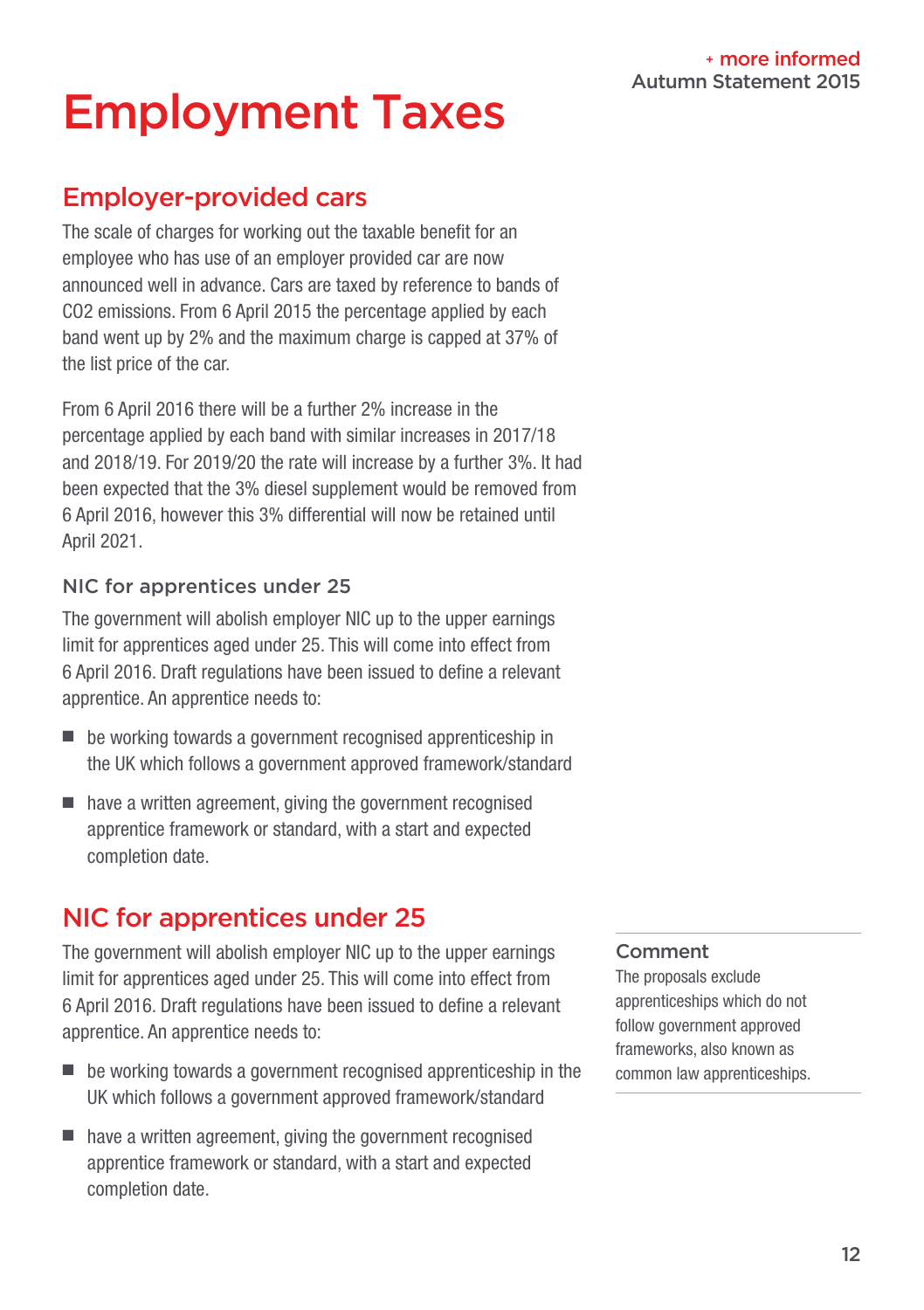# Employment Taxes

## Employer-provided cars

The scale of charges for working out the taxable benefit for an employee who has use of an employer provided car are now announced well in advance. Cars are taxed by reference to bands of $CO_2$ emissions. From 6 April 2015 the percentage applied by each band went up by 2% and the maximum charge is capped at 37% of the list price of the car.

From 6 April 2016 there will be a further 2% increase in the percentage applied by each band with similar increases in 2017/18 and 2018/19. For 2019/20 the rate will increase by a further 3%. It had been expected that the 3% diesel supplement would be removed from 6 April 2016, however this 3% differential will now be retained until April 2021.

### NIC for apprentices under 25

The government will abolish employer NIC up to the upper earnings limit for apprentices aged under 25. This will come into effect from 6 April 2016. Draft regulations have been issued to define a relevant apprentice. An apprentice needs to:

- be working towards a government recognised apprenticeship in the UK which follows a government approved framework/standard
- have a written agreement, giving the government recognised apprentice framework or standard, with a start and expected completion date.

## NIC for apprentices under 25

The government will abolish employer NIC up to the upper earnings limit for apprentices aged under 25. This will come into effect from 6 April 2016. Draft regulations have been issued to define a relevant apprentice. An apprentice needs to:

- be working towards a government recognised apprenticeship in the UK which follows a government approved framework/standard
- have a written agreement, giving the government recognised apprentice framework or standard, with a start and expected completion date.

### Comment

The proposals exclude apprenticeships which do not follow government approved frameworks, also known as common law apprenticeships.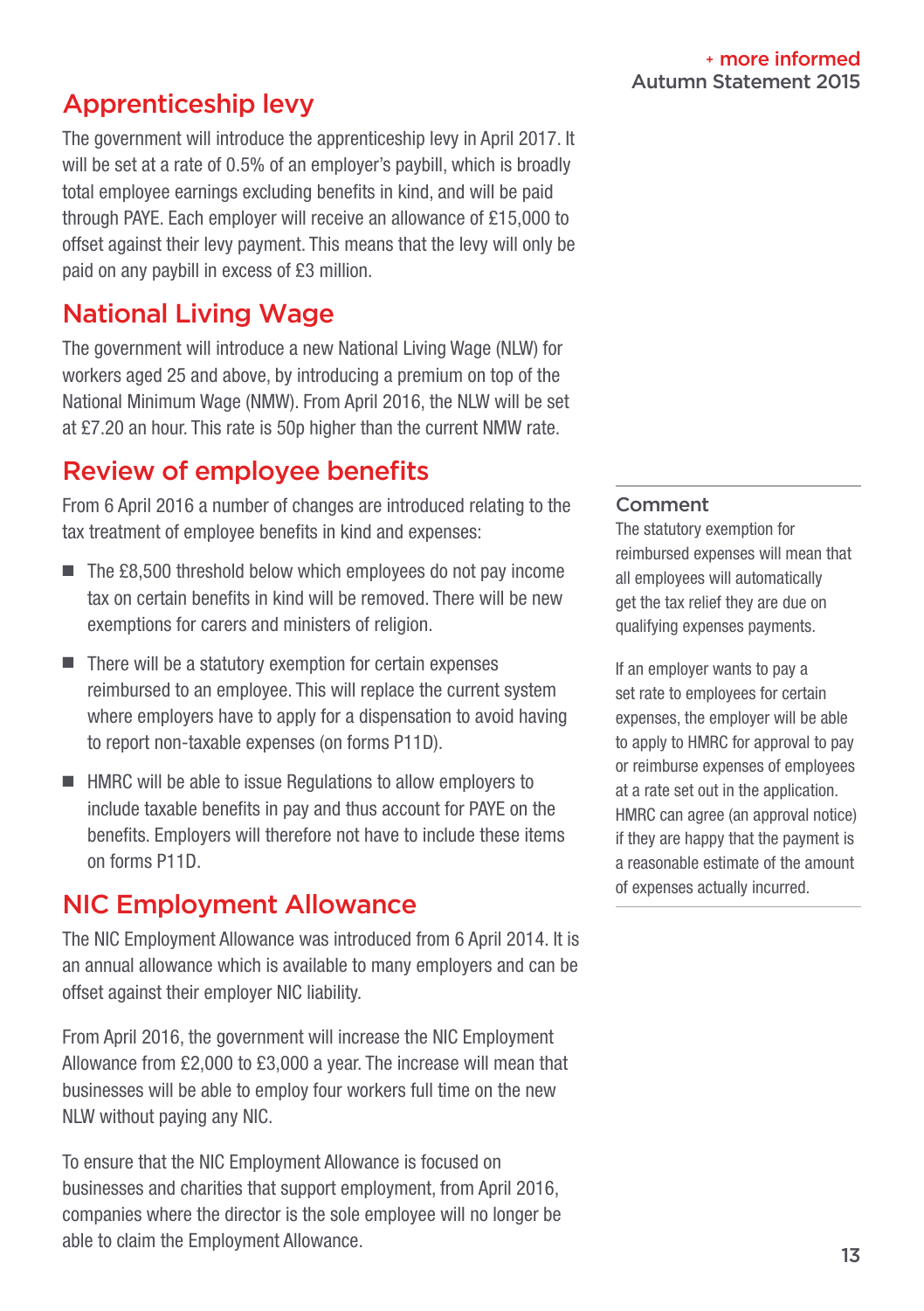## Apprenticeship levy

The government will introduce the apprenticeship levy in April 2017. It will be set at a rate of 0.5% of an employer's paybill, which is broadly total employee earnings excluding benefits in kind, and will be paid through PAYE. Each employer will receive an allowance of £15,000 to offset against their levy payment. This means that the levy will only be paid on any paybill in excess of £3 million.

## National Living Wage

The government will introduce a new National Living Wage (NLW) for workers aged 25 and above, by introducing a premium on top of the National Minimum Wage (NMW). From April 2016, the NLW will be set at £7.20 an hour. This rate is 50p higher than the current NMW rate.

## Review of employee benefits

From 6 April 2016 a number of changes are introduced relating to the tax treatment of employee benefits in kind and expenses:

- The £8,500 threshold below which employees do not pay income tax on certain benefits in kind will be removed. There will be new exemptions for carers and ministers of religion.
- There will be a statutory exemption for certain expenses reimbursed to an employee. This will replace the current system where employers have to apply for a dispensation to avoid having to report non-taxable expenses (on forms P11D).
- HMRC will be able to issue Regulations to allow employers to include taxable benefits in pay and thus account for PAYE on the benefits. Employers will therefore not have to include these items on forms P11D.

### Comment

The statutory exemption for reimbursed expenses will mean that all employees will automatically get the tax relief they are due on qualifying expenses payments.

If an employer wants to pay a set rate to employees for certain expenses, the employer will be able to apply to HMRC for approval to pay or reimburse expenses of employees at a rate set out in the application. HMRC can agree (an approval notice) if they are happy that the payment is a reasonable estimate of the amount of expenses actually incurred.

## NIC Employment Allowance

The NIC Employment Allowance was introduced from 6 April 2014. It is an annual allowance which is available to many employers and can be offset against their employer NIC liability.

From April 2016, the government will increase the NIC Employment Allowance from £2,000 to £3,000 a year. The increase will mean that businesses will be able to employ four workers full time on the new NLW without paying any NIC.

To ensure that the NIC Employment Allowance is focused on businesses and charities that support employment, from April 2016, companies where the director is the sole employee will no longer be able to claim the Employment Allowance.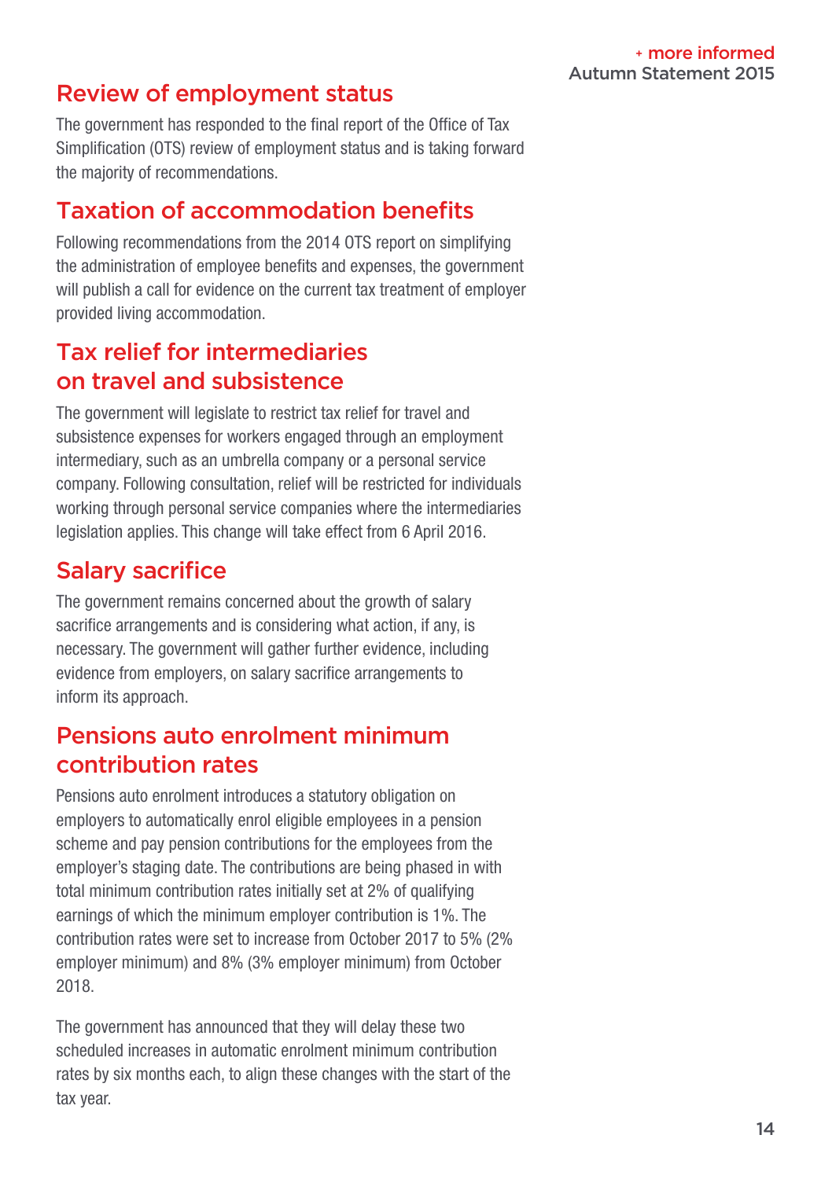## Review of employment status

The government has responded to the final report of the Office of Tax Simplification (OTS) review of employment status and is taking forward the majority of recommendations.

## Taxation of accommodation benefits

Following recommendations from the 2014 OTS report on simplifying the administration of employee benefits and expenses, the government will publish a call for evidence on the current tax treatment of employer provided living accommodation.

## Tax relief for intermediaries on travel and subsistence

The government will legislate to restrict tax relief for travel and subsistence expenses for workers engaged through an employment intermediary, such as an umbrella company or a personal service company. Following consultation, relief will be restricted for individuals working through personal service companies where the intermediaries legislation applies. This change will take effect from 6 April 2016.

## Salary sacrifice

The government remains concerned about the growth of salary sacrifice arrangements and is considering what action, if any, is necessary. The government will gather further evidence, including evidence from employers, on salary sacrifice arrangements to inform its approach.

## Pensions auto enrolment minimum contribution rates

Pensions auto enrolment introduces a statutory obligation on employers to automatically enrol eligible employees in a pension scheme and pay pension contributions for the employees from the employer's staging date. The contributions are being phased in with total minimum contribution rates initially set at 2% of qualifying earnings of which the minimum employer contribution is 1%. The contribution rates were set to increase from October 2017 to 5% (2% employer minimum) and 8% (3% employer minimum) from October 2018.

The government has announced that they will delay these two scheduled increases in automatic enrolment minimum contribution rates by six months each, to align these changes with the start of the tax year.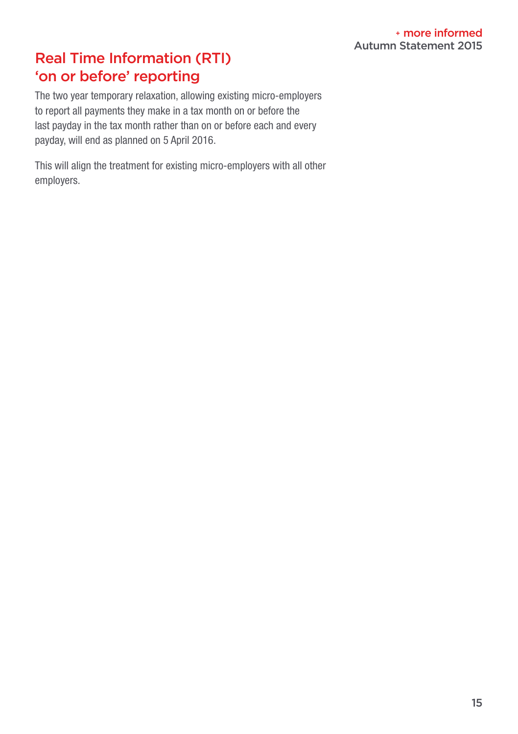## Real Time Information (RTI) 'on or before' reporting

The two year temporary relaxation, allowing existing micro-employers to report all payments they make in a tax month on or before the last payday in the tax month rather than on or before each and every payday, will end as planned on 5 April 2016.

This will align the treatment for existing micro-employers with all other employers.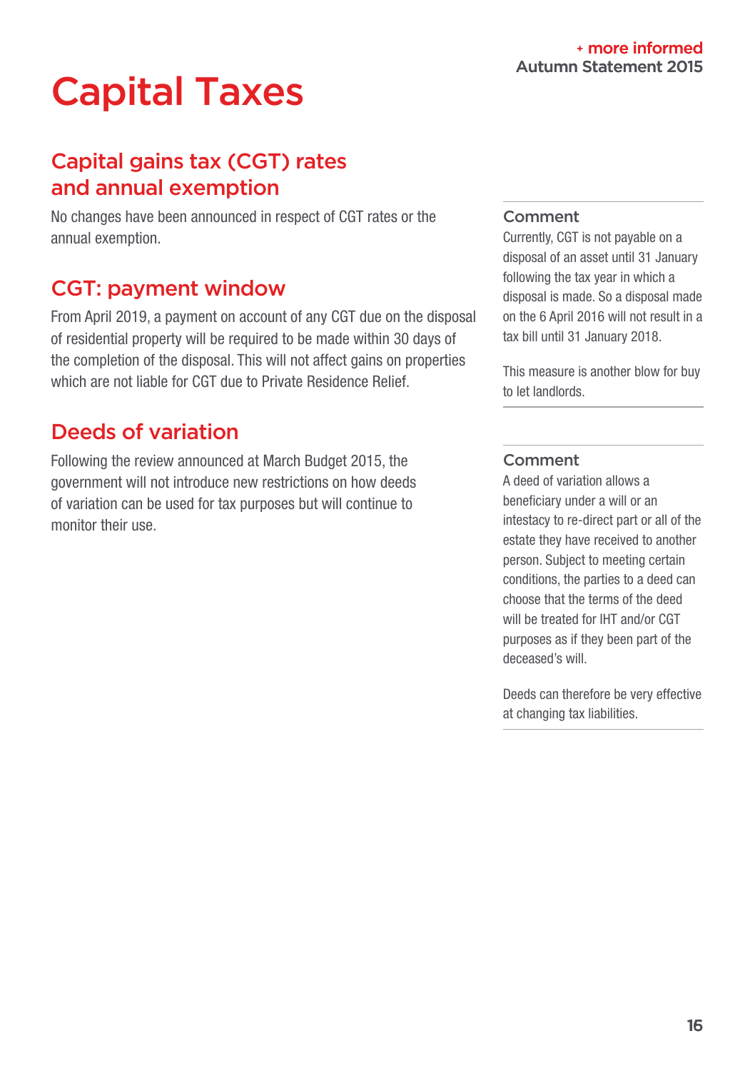# Capital Taxes

## Capital gains tax (CGT) rates and annual exemption

No changes have been announced in respect of CGT rates or the annual exemption.

## CGT: payment window

From April 2019, a payment on account of any CGT due on the disposal of residential property will be required to be made within 30 days of the completion of the disposal. This will not affect gains on properties which are not liable for CGT due to Private Residence Relief.

### Comment

Currently, CGT is not payable on a disposal of an asset until 31 January following the tax year in which a disposal is made. So a disposal made on the 6 April 2016 will not result in a tax bill until 31 January 2018.

This measure is another blow for buy to let landlords.

## Deeds of variation

Following the review announced at March Budget 2015, the government will not introduce new restrictions on how deeds of variation can be used for tax purposes but will continue to monitor their use.

### Comment

A deed of variation allows a beneficiary under a will or an intestacy to re-direct part or all of the estate they have received to another person. Subject to meeting certain conditions, the parties to a deed can choose that the terms of the deed will be treated for IHT and/or CGT purposes as if they been part of the deceased's will.

Deeds can therefore be very effective at changing tax liabilities.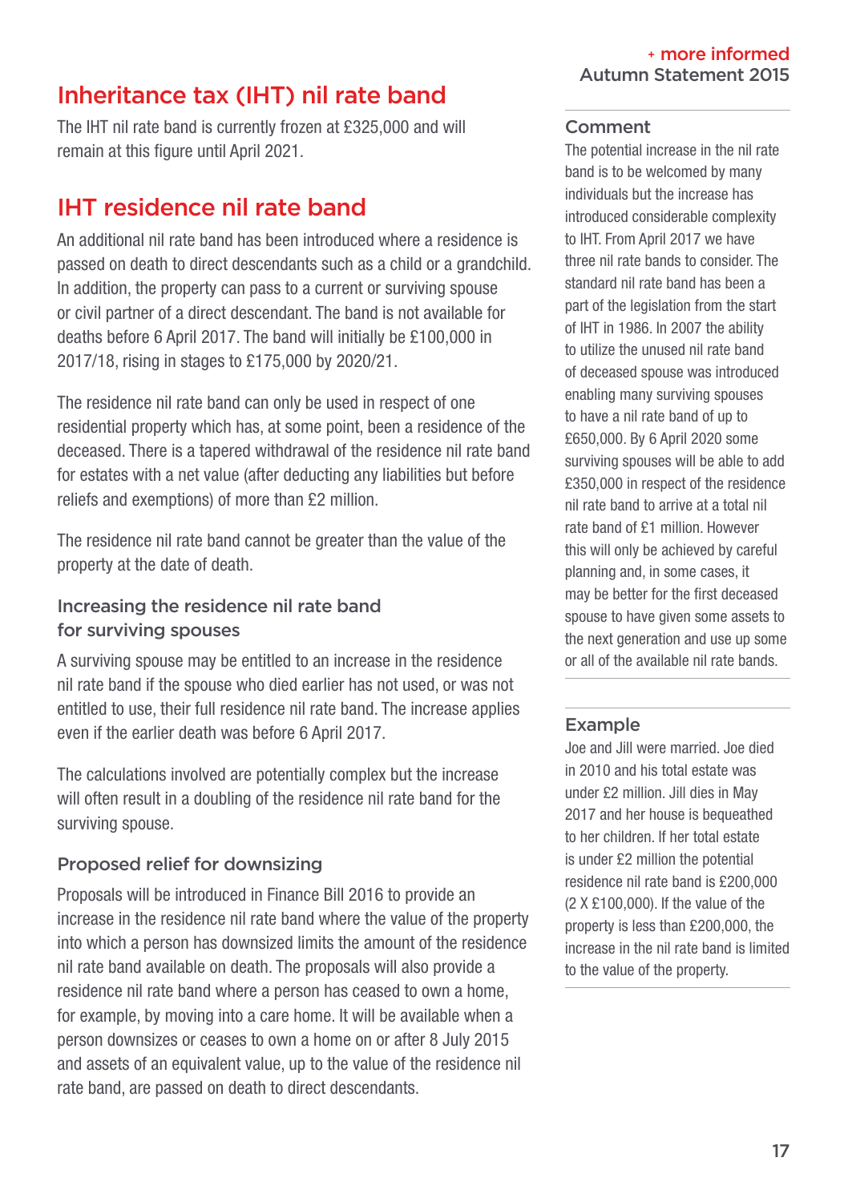# Inheritance tax (IHT) nil rate band

The IHT nil rate band is currently frozen at £325,000 and will remain at this figure until April 2021.

# IHT residence nil rate band

An additional nil rate band has been introduced where a residence is passed on death to direct descendants such as a child or a grandchild. In addition, the property can pass to a current or surviving spouse or civil partner of a direct descendant. The band is not available for deaths before 6 April 2017. The band will initially be £100,000 in 2017/18, rising in stages to £175,000 by 2020/21.

The residence nil rate band can only be used in respect of one residential property which has, at some point, been a residence of the deceased. There is a tapered withdrawal of the residence nil rate band for estates with a net value (after deducting any liabilities but before reliefs and exemptions) of more than £2 million.

The residence nil rate band cannot be greater than the value of the property at the date of death.

### Increasing the residence nil rate band for surviving spouses

A surviving spouse may be entitled to an increase in the residence nil rate band if the spouse who died earlier has not used, or was not entitled to use, their full residence nil rate band. The increase applies even if the earlier death was before 6 April 2017.

The calculations involved are potentially complex but the increase will often result in a doubling of the residence nil rate band for the surviving spouse.

### Proposed relief for downsizing

Proposals will be introduced in Finance Bill 2016 to provide an increase in the residence nil rate band where the value of the property into which a person has downsized limits the amount of the residence nil rate band available on death. The proposals will also provide a residence nil rate band where a person has ceased to own a home, for example, by moving into a care home. It will be available when a person downsizes or ceases to own a home on or after 8 July 2015 and assets of an equivalent value, up to the value of the residence nil rate band, are passed on death to direct descendants.

### Comment

The potential increase in the nil rate band is to be welcomed by many individuals but the increase has introduced considerable complexity to IHT. From April 2017 we have three nil rate bands to consider. The standard nil rate band has been a part of the legislation from the start of IHT in 1986. In 2007 the ability to utilize the unused nil rate band of deceased spouse was introduced enabling many surviving spouses to have a nil rate band of up to £650,000. By 6 April 2020 some surviving spouses will be able to add £350,000 in respect of the residence nil rate band to arrive at a total nil rate band of £1 million. However this will only be achieved by careful planning and, in some cases, it may be better for the first deceased spouse to have given some assets to the next generation and use up some or all of the available nil rate bands.

### Example

Joe and Jill were married. Joe died in 2010 and his total estate was under £2 million. Jill dies in May 2017 and her house is bequeathed to her children. If her total estate is under £2 million the potential residence nil rate band is £200,000 (2 X £100,000). If the value of the property is less than £200,000, the increase in the nil rate band is limited to the value of the property.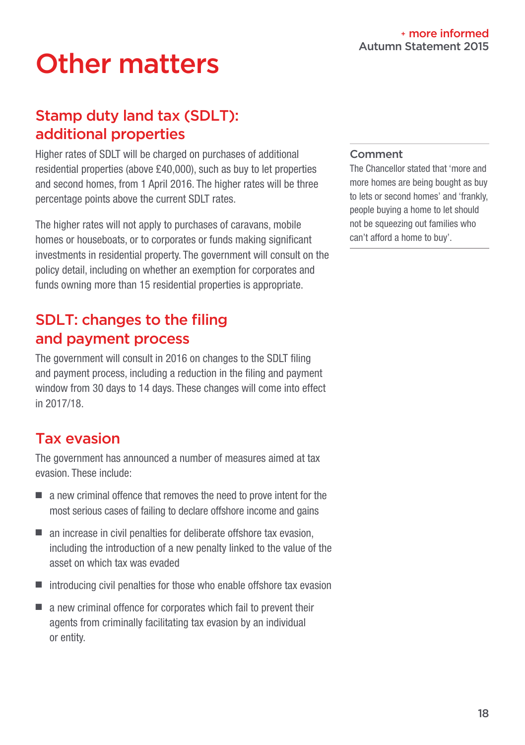# Other matters

## Stamp duty land tax (SDLT): additional properties

Higher rates of SDLT will be charged on purchases of additional residential properties (above £40,000), such as buy to let properties and second homes, from 1 April 2016. The higher rates will be three percentage points above the current SDLT rates.

The higher rates will not apply to purchases of caravans, mobile homes or houseboats, or to corporates or funds making significant investments in residential property. The government will consult on the policy detail, including on whether an exemption for corporates and funds owning more than 15 residential properties is appropriate.

### Comment

The Chancellor stated that 'more and more homes are being bought as buy to lets or second homes' and 'frankly, people buying a home to let should not be squeezing out families who can't afford a home to buy'.

## SDLT: changes to the filing and payment process

The government will consult in 2016 on changes to the SDLT filing and payment process, including a reduction in the filing and payment window from 30 days to 14 days. These changes will come into effect in 2017/18.

## Tax evasion

The government has announced a number of measures aimed at tax evasion. These include:

- a new criminal offence that removes the need to prove intent for the most serious cases of failing to declare offshore income and gains
- an increase in civil penalties for deliberate offshore tax evasion, including the introduction of a new penalty linked to the value of the asset on which tax was evaded
- introducing civil penalties for those who enable offshore tax evasion
- a new criminal offence for corporates which fail to prevent their agents from criminally facilitating tax evasion by an individual or entity.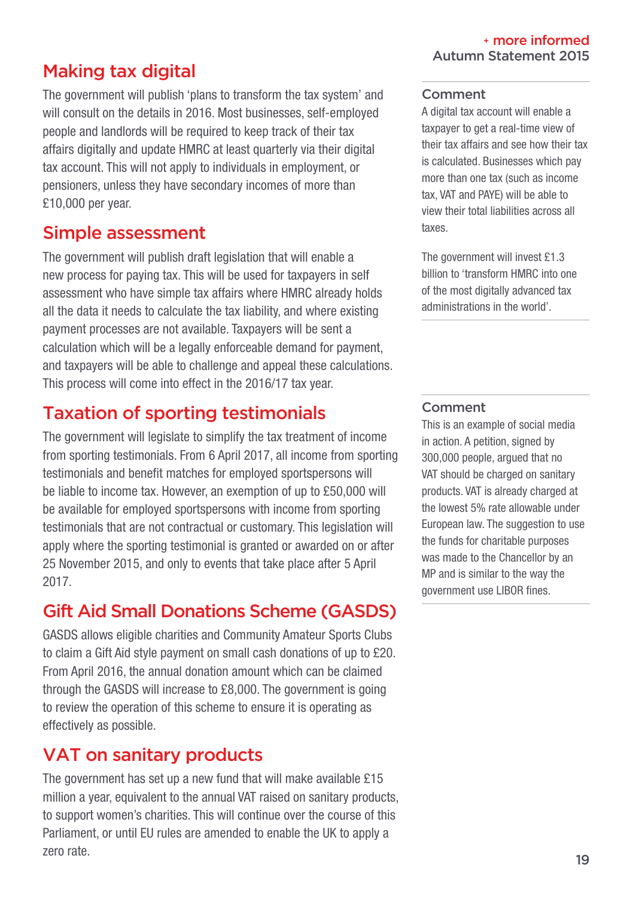## Making tax digital

The government will publish 'plans to transform the tax system' and will consult on the details in 2016. Most businesses, self-employed people and landlords will be required to keep track of their tax affairs digitally and update HMRC at least quarterly via their digital tax account. This will not apply to individuals in employment, or pensioners, unless they have secondary incomes of more than £10,000 per year.

### Comment

A digital tax account will enable a taxpayer to get a real-time view of their tax affairs and see how their tax is calculated. Businesses which pay more than one tax (such as income tax, VAT and PAYE) will be able to view their total liabilities across all taxes.

The government will invest £1.3 billion to 'transform HMRC into one of the most digitally advanced tax administrations in the world'.

## Simple assessment

The government will publish draft legislation that will enable a new process for paying tax. This will be used for taxpayers in self assessment who have simple tax affairs where HMRC already holds all the data it needs to calculate the tax liability, and where existing payment processes are not available. Taxpayers will be sent a calculation which will be a legally enforceable demand for payment, and taxpayers will be able to challenge and appeal these calculations. This process will come into effect in the 2016/17 tax year.

## Taxation of sporting testimonials

The government will legislate to simplify the tax treatment of income from sporting testimonials. From 6 April 2017, all income from sporting testimonials and benefit matches for employed sportspersons will be liable to income tax. However, an exemption of up to £50,000 will be available for employed sportspersons with income from sporting testimonials that are not contractual or customary. This legislation will apply where the sporting testimonial is granted or awarded on or after 25 November 2015, and only to events that take place after 5 April 2017.

## Gift Aid Small Donations Scheme (GASDS)

GASDS allows eligible charities and Community Amateur Sports Clubs to claim a Gift Aid style payment on small cash donations of up to £20. From April 2016, the annual donation amount which can be claimed through the GASDS will increase to £8,000. The government is going to review the operation of this scheme to ensure it is operating as effectively as possible.

## VAT on sanitary products

The government has set up a new fund that will make available £15 million a year, equivalent to the annual VAT raised on sanitary products, to support women's charities. This will continue over the course of this Parliament, or until EU rules are amended to enable the UK to apply a zero rate.

### Comment

This is an example of social media in action. A petition, signed by 300,000 people, argued that no VAT should be charged on sanitary products. VAT is already charged at the lowest 5% rate allowable under European law. The suggestion to use the funds for charitable purposes was made to the Chancellor by an MP and is similar to the way the government use LIBOR fines.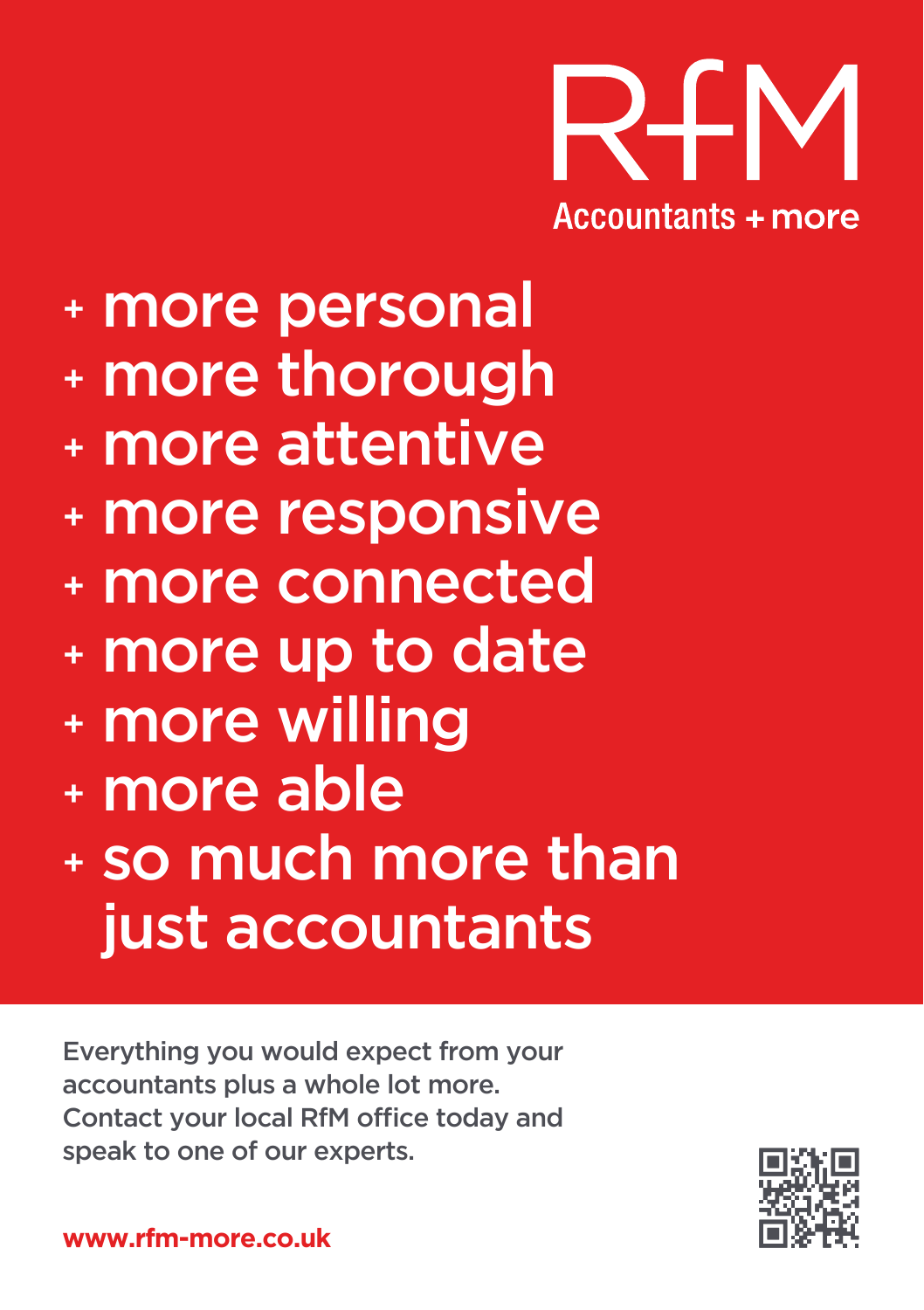RfM

Accountants + more

- + more personal
- + more thorough
- + more attentive
- + more responsive
- + more connected
- + more up to date
- + more willing
- + more able
- + so much more than just accountants

Everything you would expect from your accountants plus a whole lot more. Contact your local RfM office today and speak to one of our experts.

**www.rfm-more.co.uk**